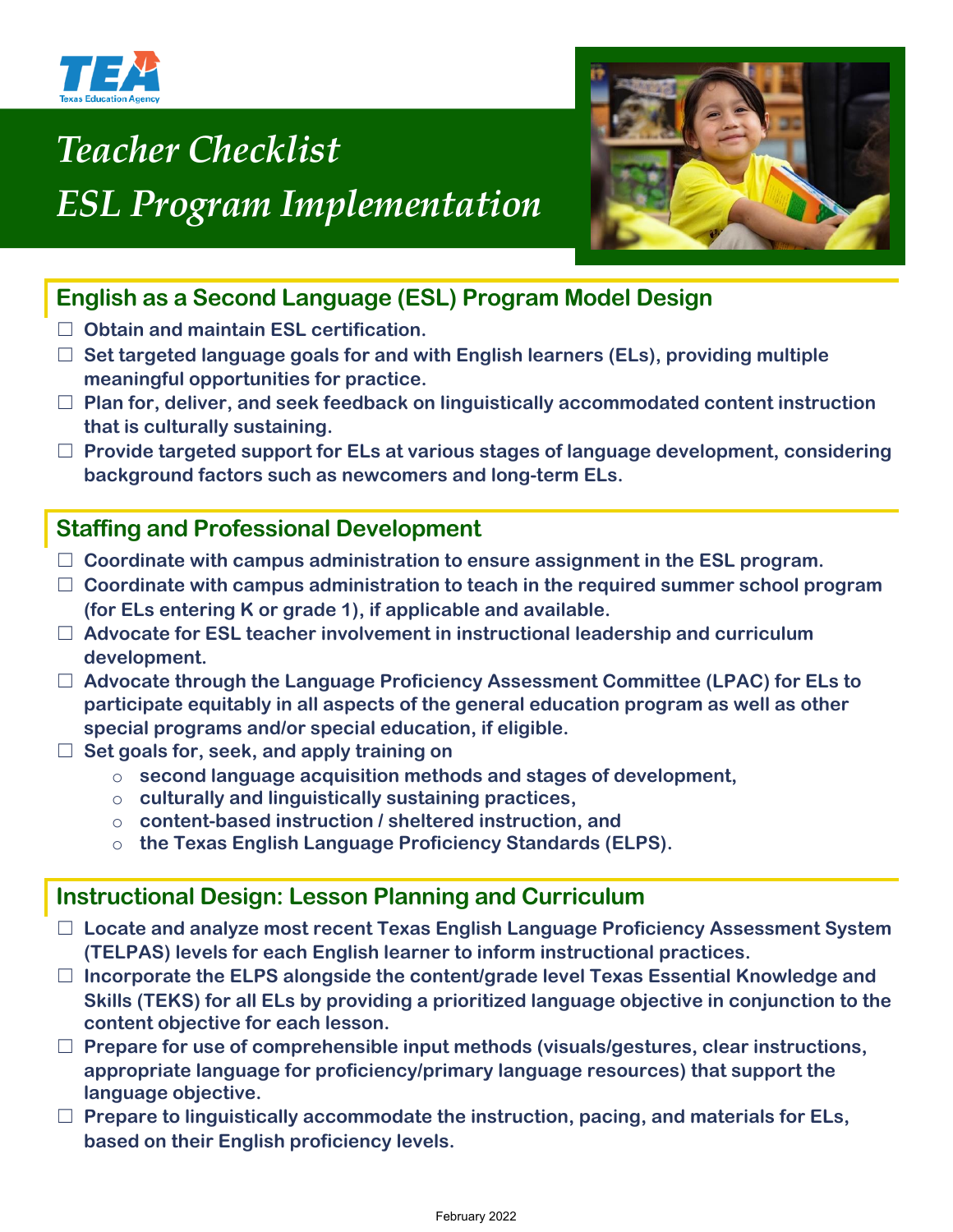# Teacher Checklist
# ESL Program Implementation

## English as a Second Language (ESL) Program Model Design

- ☐ Obtain and maintain ESL certification.
- ☐ Set targeted language goals for and with English learners (ELs), providing multiple meaningful opportunities for practice.
- ☐ Plan for, deliver, and seek feedback on linguistically accommodated content instruction that is culturally sustaining.
- ☐ Provide targeted support for ELs at various stages of language development, considering background factors such as newcomers and long-term ELs.

## Staffing and Professional Development

- ☐ Coordinate with campus administration to ensure assignment in the ESL program.
- ☐ Coordinate with campus administration to teach in the required summer school program (for ELs entering K or grade 1), if applicable and available.
- ☐ Advocate for ESL teacher involvement in instructional leadership and curriculum development.
- ☐ Advocate through the Language Proficiency Assessment Committee (LPAC) for ELs to participate equitably in all aspects of the general education program as well as other special programs and/or special education, if eligible.
- ☐ Set goals for, seek, and apply training on
  - second language acquisition methods and stages of development,
  - culturally and linguistically sustaining practices,
  - content-based instruction / sheltered instruction, and
  - the Texas English Language Proficiency Standards (ELPS).

## Instructional Design: Lesson Planning and Curriculum

- ☐ Locate and analyze most recent Texas English Language Proficiency Assessment System (TELPAS) levels for each English learner to inform instructional practices.
- ☐ Incorporate the ELPS alongside the content/grade level Texas Essential Knowledge and Skills (TEKS) for all ELs by providing a prioritized language objective in conjunction to the content objective for each lesson.
- ☐ Prepare for use of comprehensible input methods (visuals/gestures, clear instructions, appropriate language for proficiency/primary language resources) that support the language objective.
- ☐ Prepare to linguistically accommodate the instruction, pacing, and materials for ELs, based on their English proficiency levels.

February 2022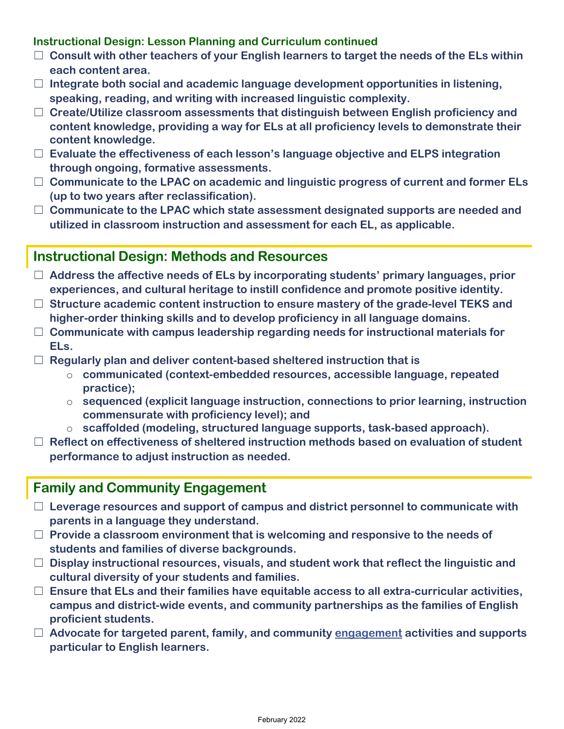### Instructional Design: Lesson Planning and Curriculum continued

- ☐ **Consult with other teachers of your English learners to target the needs of the ELs within each content area.**
- ☐ **Integrate both social and academic language development opportunities in listening, speaking, reading, and writing with increased linguistic complexity.**
- ☐ **Create/Utilize classroom assessments that distinguish between English proficiency and content knowledge, providing a way for ELs at all proficiency levels to demonstrate their content knowledge.**
- ☐ **Evaluate the effectiveness of each lesson's language objective and ELPS integration through ongoing, formative assessments.**
- ☐ **Communicate to the LPAC on academic and linguistic progress of current and former ELs (up to two years after reclassification).**
- ☐ **Communicate to the LPAC which state assessment designated supports are needed and utilized in classroom instruction and assessment for each EL, as applicable.**

## Instructional Design: Methods and Resources

- ☐ **Address the affective needs of ELs by incorporating students' primary languages, prior experiences, and cultural heritage to instill confidence and promote positive identity.**
- ☐ **Structure academic content instruction to ensure mastery of the grade-level TEKS and higher-order thinking skills and to develop proficiency in all language domains.**
- ☐ **Communicate with campus leadership regarding needs for instructional materials for ELs.**
- ☐ **Regularly plan and deliver content-based sheltered instruction that is**
  - **communicated (context-embedded resources, accessible language, repeated practice);**
  - **sequenced (explicit language instruction, connections to prior learning, instruction commensurate with proficiency level); and**
  - **scaffolded (modeling, structured language supports, task-based approach).**
- ☐ **Reflect on effectiveness of sheltered instruction methods based on evaluation of student performance to adjust instruction as needed.**

## Family and Community Engagement

- ☐ **Leverage resources and support of campus and district personnel to communicate with parents in a language they understand.**
- ☐ **Provide a classroom environment that is welcoming and responsive to the needs of students and families of diverse backgrounds.**
- ☐ **Display instructional resources, visuals, and student work that reflect the linguistic and cultural diversity of your students and families.**
- ☐ **Ensure that ELs and their families have equitable access to all extra-curricular activities, campus and district-wide events, and community partnerships as the families of English proficient students.**
- ☐ **Advocate for targeted parent, family, and community engagement activities and supports particular to English learners.**

February 2022